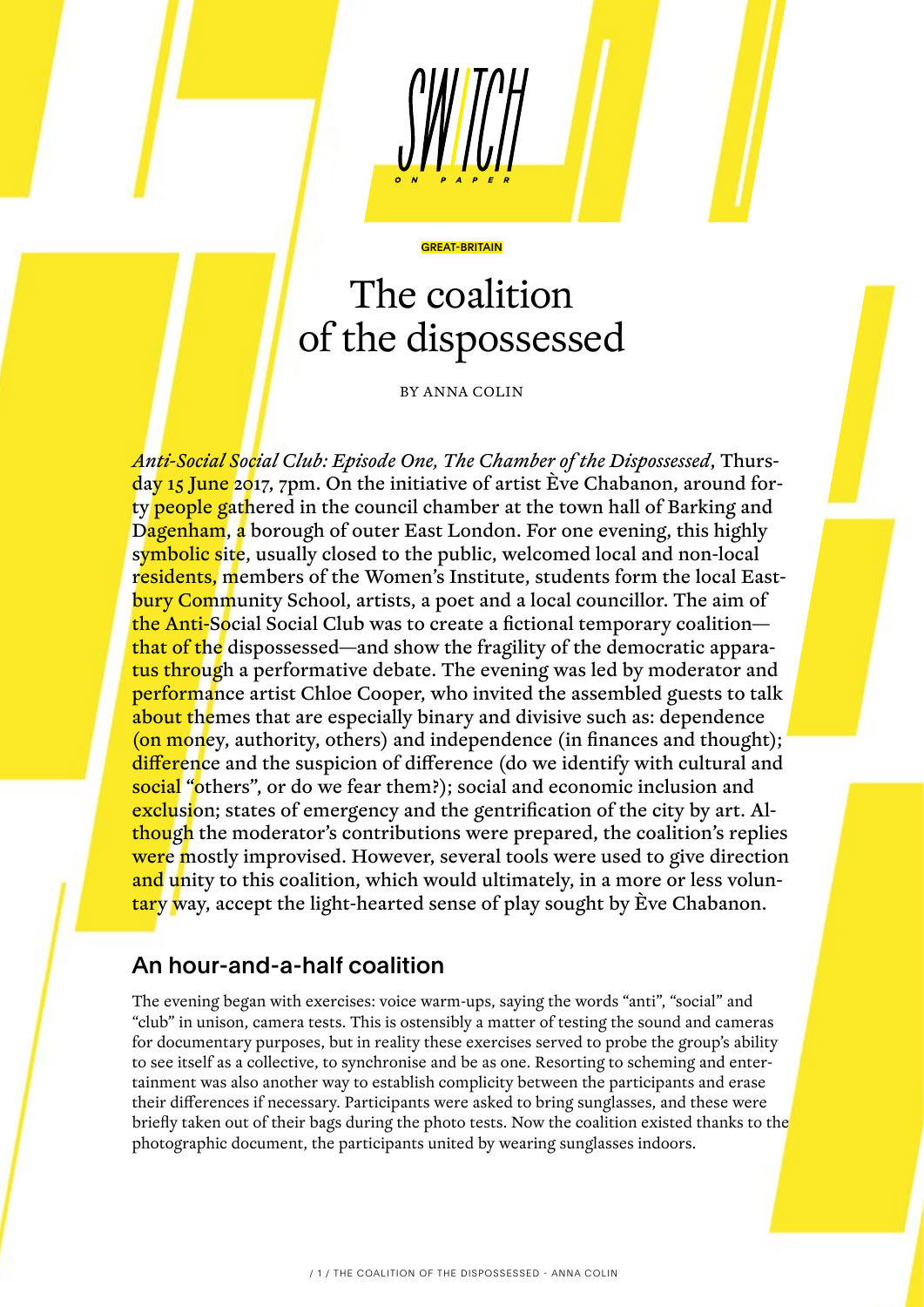# SWITCH ON PAPER

GREAT-BRITAIN

# The coalition of the dispossessed

BY ANNA COLIN

*Anti-Social Social Club: Episode One, The Chamber of the Dispossessed*, Thursday 15 June 2017, 7pm. On the initiative of artist Ève Chabanon, around forty people gathered in the council chamber at the town hall of Barking and Dagenham, a borough of outer East London. For one evening, this highly symbolic site, usually closed to the public, welcomed local and non-local residents, members of the Women's Institute, students form the local Eastbury Community School, artists, a poet and a local councillor. The aim of the Anti-Social Social Club was to create a fictional temporary coalition—that of the dispossessed—and show the fragility of the democratic apparatus through a performative debate. The evening was led by moderator and performance artist Chloe Cooper, who invited the assembled guests to talk about themes that are especially binary and divisive such as: dependence (on money, authority, others) and independence (in finances and thought); difference and the suspicion of difference (do we identify with cultural and social "others", or do we fear them?); social and economic inclusion and exclusion; states of emergency and the gentrification of the city by art. Although the moderator's contributions were prepared, the coalition's replies were mostly improvised. However, several tools were used to give direction and unity to this coalition, which would ultimately, in a more or less voluntary way, accept the light-hearted sense of play sought by Ève Chabanon.

## An hour-and-a-half coalition

The evening began with exercises: voice warm-ups, saying the words "anti", "social" and "club" in unison, camera tests. This is ostensibly a matter of testing the sound and cameras for documentary purposes, but in reality these exercises served to probe the group's ability to see itself as a collective, to synchronise and be as one. Resorting to scheming and entertainment was also another way to establish complicity between the participants and erase their differences if necessary. Participants were asked to bring sunglasses, and these were briefly taken out of their bags during the photo tests. Now the coalition existed thanks to the photographic document, the participants united by wearing sunglasses indoors.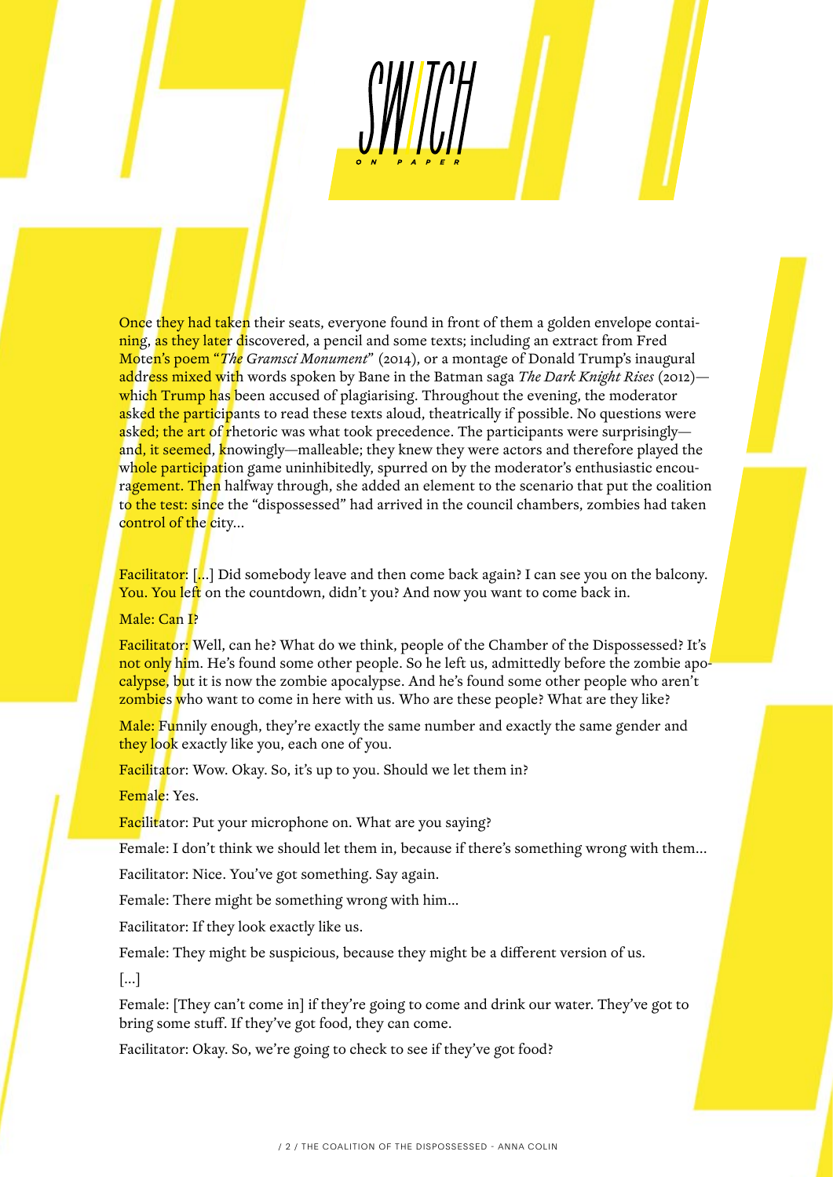Once they had taken their seats, everyone found in front of them a golden envelope containing, as they later discovered, a pencil and some texts; including an extract from Fred Moten's poem "*The Gramsci Monument*" (2014), or a montage of Donald Trump's inaugural address mixed with words spoken by Bane in the Batman saga *The Dark Knight Rises* (2012)—which Trump has been accused of plagiarising. Throughout the evening, the moderator asked the participants to read these texts aloud, theatrically if possible. No questions were asked; the art of rhetoric was what took precedence. The participants were surprisingly—and, it seemed, knowingly—malleable; they knew they were actors and therefore played the whole participation game uninhibitedly, spurred on by the moderator's enthusiastic encouragement. Then halfway through, she added an element to the scenario that put the coalition to the test: since the "dispossessed" had arrived in the council chambers, zombies had taken control of the city...

Facilitator: [...] Did somebody leave and then come back again? I can see you on the balcony. You. You left on the countdown, didn't you? And now you want to come back in.

Male: Can I?

Facilitator: Well, can he? What do we think, people of the Chamber of the Dispossessed? It's not only him. He's found some other people. So he left us, admittedly before the zombie apocalypse, but it is now the zombie apocalypse. And he's found some other people who aren't zombies who want to come in here with us. Who are these people? What are they like?

Male: Funnily enough, they're exactly the same number and exactly the same gender and they look exactly like you, each one of you.

Facilitator: Wow. Okay. So, it's up to you. Should we let them in?

Female: Yes.

Facilitator: Put your microphone on. What are you saying?

Female: I don't think we should let them in, because if there's something wrong with them...

Facilitator: Nice. You've got something. Say again.

Female: There might be something wrong with him...

Facilitator: If they look exactly like us.

Female: They might be suspicious, because they might be a different version of us.

[...]

Female: [They can't come in] if they're going to come and drink our water. They've got to bring some stuff. If they've got food, they can come.

Facilitator: Okay. So, we're going to check to see if they've got food?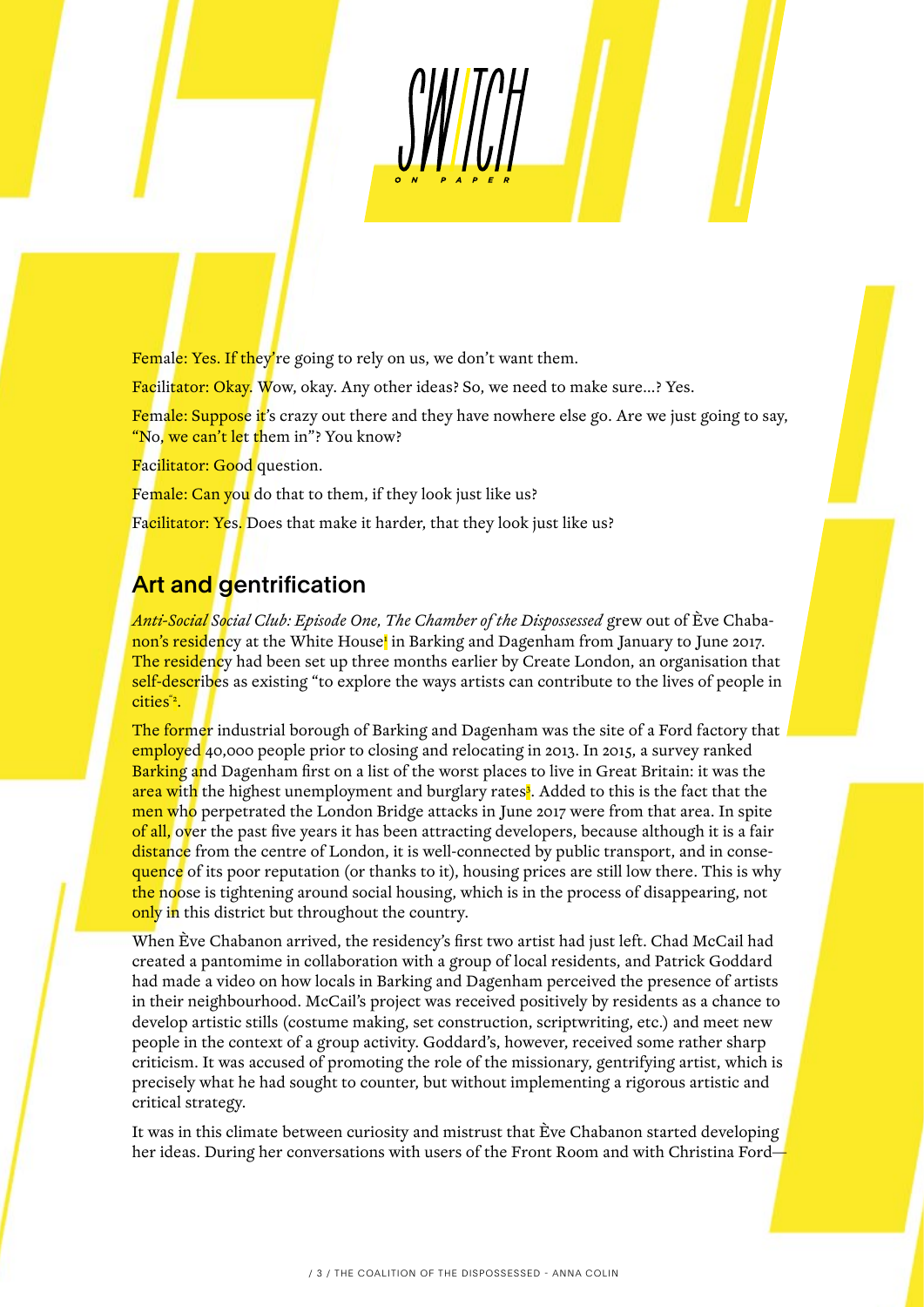Female: Yes. If they're going to rely on us, we don't want them.

Facilitator: Okay. Wow, okay. Any other ideas? So, we need to make sure…? Yes.

Female: Suppose it's crazy out there and they have nowhere else go. Are we just going to say, "No, we can't let them in"? You know?

Facilitator: Good question.

Female: Can you do that to them, if they look just like us?

Facilitator: Yes. Does that make it harder, that they look just like us?

## Art and gentrification

*Anti-Social Social Club: Episode One, The Chamber of the Dispossessed* grew out of Ève Chabanon's residency at the White House[1] in Barking and Dagenham from January to June 2017. The residency had been set up three months earlier by Create London, an organisation that self-describes as existing "to explore the ways artists can contribute to the lives of people in cities"[2].

The former industrial borough of Barking and Dagenham was the site of a Ford factory that employed 40,000 people prior to closing and relocating in 2013. In 2015, a survey ranked Barking and Dagenham first on a list of the worst places to live in Great Britain: it was the area with the highest unemployment and burglary rates[3]. Added to this is the fact that the men who perpetrated the London Bridge attacks in June 2017 were from that area. In spite of all, over the past five years it has been attracting developers, because although it is a fair distance from the centre of London, it is well-connected by public transport, and in consequence of its poor reputation (or thanks to it), housing prices are still low there. This is why the noose is tightening around social housing, which is in the process of disappearing, not only in this district but throughout the country.

When Ève Chabanon arrived, the residency's first two artist had just left. Chad McCail had created a pantomime in collaboration with a group of local residents, and Patrick Goddard had made a video on how locals in Barking and Dagenham perceived the presence of artists in their neighbourhood. McCail's project was received positively by residents as a chance to develop artistic stills (costume making, set construction, scriptwriting, etc.) and meet new people in the context of a group activity. Goddard's, however, received some rather sharp criticism. It was accused of promoting the role of the missionary, gentrifying artist, which is precisely what he had sought to counter, but without implementing a rigorous artistic and critical strategy.

It was in this climate between curiosity and mistrust that Ève Chabanon started developing her ideas. During her conversations with users of the Front Room and with Christina Ford—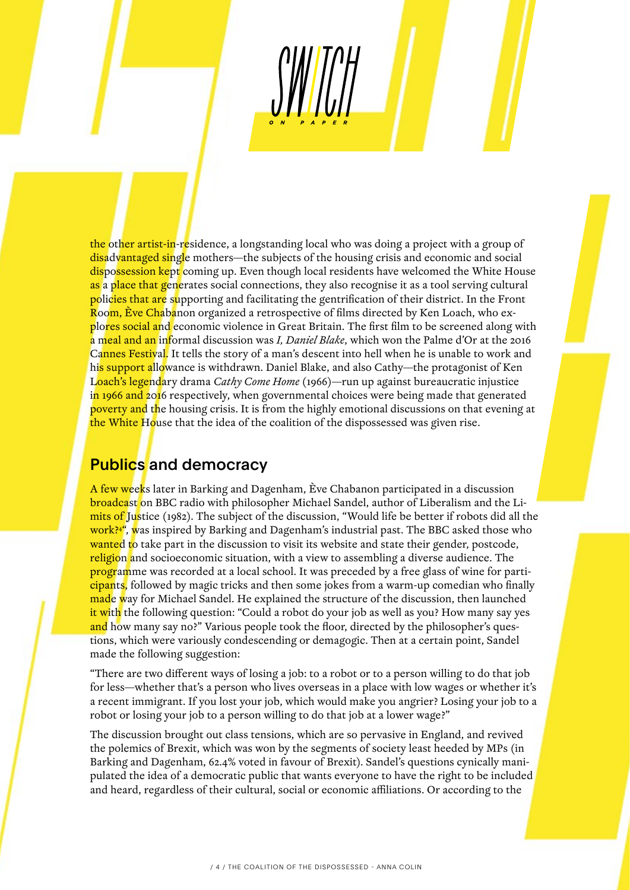the other artist-in-residence, a longstanding local who was doing a project with a group of disadvantaged single mothers—the subjects of the housing crisis and economic and social dispossession kept coming up. Even though local residents have welcomed the White House as a place that generates social connections, they also recognise it as a tool serving cultural policies that are supporting and facilitating the gentrification of their district. In the Front Room, Ève Chabanon organized a retrospective of films directed by Ken Loach, who explores social and economic violence in Great Britain. The first film to be screened along with a meal and an informal discussion was *I, Daniel Blake*, which won the Palme d'Or at the 2016 Cannes Festival. It tells the story of a man's descent into hell when he is unable to work and his support allowance is withdrawn. Daniel Blake, and also Cathy—the protagonist of Ken Loach's legendary drama *Cathy Come Home* (1966)—run up against bureaucratic injustice in 1966 and 2016 respectively, when governmental choices were being made that generated poverty and the housing crisis. It is from the highly emotional discussions on that evening at the White House that the idea of the coalition of the dispossessed was given rise.

## Publics and democracy

A few weeks later in Barking and Dagenham, Ève Chabanon participated in a discussion broadcast on BBC radio with philosopher Michael Sandel, author of Liberalism and the Limits of Justice (1982). The subject of the discussion, "Would life be better if robots did all the work?[4]", was inspired by Barking and Dagenham's industrial past. The BBC asked those who wanted to take part in the discussion to visit its website and state their gender, postcode, religion and socioeconomic situation, with a view to assembling a diverse audience. The programme was recorded at a local school. It was preceded by a free glass of wine for participants, followed by magic tricks and then some jokes from a warm-up comedian who finally made way for Michael Sandel. He explained the structure of the discussion, then launched it with the following question: "Could a robot do your job as well as you? How many say yes and how many say no?" Various people took the floor, directed by the philosopher's questions, which were variously condescending or demagogic. Then at a certain point, Sandel made the following suggestion:

"There are two different ways of losing a job: to a robot or to a person willing to do that job for less—whether that's a person who lives overseas in a place with low wages or whether it's a recent immigrant. If you lost your job, which would make you angrier? Losing your job to a robot or losing your job to a person willing to do that job at a lower wage?"

The discussion brought out class tensions, which are so pervasive in England, and revived the polemics of Brexit, which was won by the segments of society least heeded by MPs (in Barking and Dagenham, 62.4% voted in favour of Brexit). Sandel's questions cynically manipulated the idea of a democratic public that wants everyone to have the right to be included and heard, regardless of their cultural, social or economic affiliations. Or according to the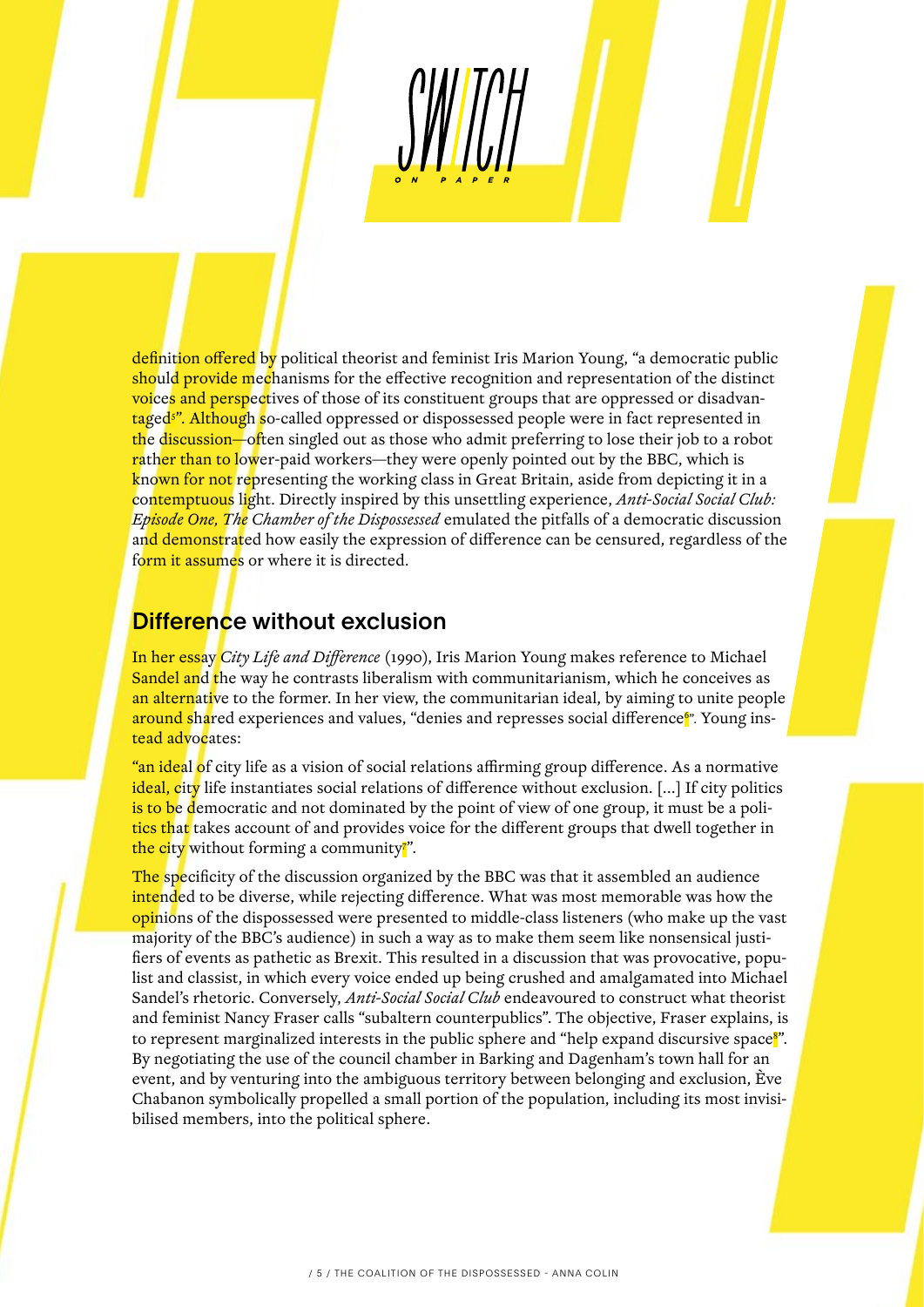definition offered by political theorist and feminist Iris Marion Young, "a democratic public should provide mechanisms for the effective recognition and representation of the distinct voices and perspectives of those of its constituent groups that are oppressed or disadvantaged[5]". Although so-called oppressed or dispossessed people were in fact represented in the discussion—often singled out as those who admit preferring to lose their job to a robot rather than to lower-paid workers—they were openly pointed out by the BBC, which is known for not representing the working class in Great Britain, aside from depicting it in a contemptuous light. Directly inspired by this unsettling experience, *Anti-Social Social Club: Episode One, The Chamber of the Dispossessed* emulated the pitfalls of a democratic discussion and demonstrated how easily the expression of difference can be censured, regardless of the form it assumes or where it is directed.

## Difference without exclusion

In her essay *City Life and Difference* (1990), Iris Marion Young makes reference to Michael Sandel and the way he contrasts liberalism with communitarianism, which he conceives as an alternative to the former. In her view, the communitarian ideal, by aiming to unite people around shared experiences and values, "denies and represses social difference[6]". Young instead advocates:

"an ideal of city life as a vision of social relations affirming group difference. As a normative ideal, city life instantiates social relations of difference without exclusion. [...] If city politics is to be democratic and not dominated by the point of view of one group, it must be a politics that takes account of and provides voice for the different groups that dwell together in the city without forming a community[7]".

The specificity of the discussion organized by the BBC was that it assembled an audience intended to be diverse, while rejecting difference. What was most memorable was how the opinions of the dispossessed were presented to middle-class listeners (who make up the vast majority of the BBC's audience) in such a way as to make them seem like nonsensical justifiers of events as pathetic as Brexit. This resulted in a discussion that was provocative, populist and classist, in which every voice ended up being crushed and amalgamated into Michael Sandel's rhetoric. Conversely, *Anti-Social Social Club* endeavoured to construct what theorist and feminist Nancy Fraser calls "subaltern counterpublics". The objective, Fraser explains, is to represent marginalized interests in the public sphere and "help expand discursive space[8]". By negotiating the use of the council chamber in Barking and Dagenham's town hall for an event, and by venturing into the ambiguous territory between belonging and exclusion, Ève Chabanon symbolically propelled a small portion of the population, including its most invisibilised members, into the political sphere.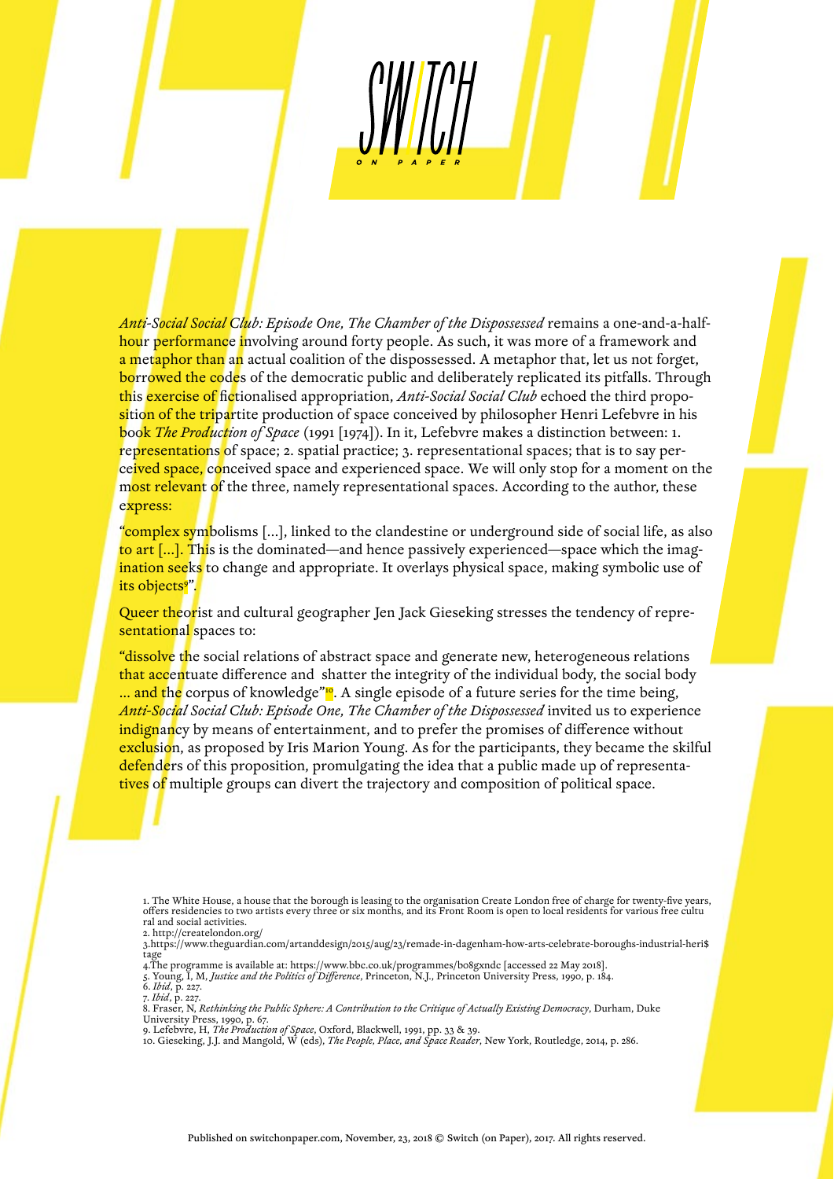*Anti-Social Social Club: Episode One, The Chamber of the Dispossessed* remains a one-and-a-half-hour performance involving around forty people. As such, it was more of a framework and a metaphor than an actual coalition of the dispossessed. A metaphor that, let us not forget, borrowed the codes of the democratic public and deliberately replicated its pitfalls. Through this exercise of fictionalised appropriation, *Anti-Social Social Club* echoed the third proposition of the tripartite production of space conceived by philosopher Henri Lefebvre in his book *The Production of Space* (1991 [1974]). In it, Lefebvre makes a distinction between: 1. representations of space; 2. spatial practice; 3. representational spaces; that is to say perceived space, conceived space and experienced space. We will only stop for a moment on the most relevant of the three, namely representational spaces. According to the author, these express:

"complex symbolisms [...], linked to the clandestine or underground side of social life, as also to art [...]. This is the dominated—and hence passively experienced—space which the imagination seeks to change and appropriate. It overlays physical space, making symbolic use of its objects[9]".

Queer theorist and cultural geographer Jen Jack Gieseking stresses the tendency of representational spaces to:

"dissolve the social relations of abstract space and generate new, heterogeneous relations that accentuate difference and shatter the integrity of the individual body, the social body ... and the corpus of knowledge"[10]. A single episode of a future series for the time being, *Anti-Social Social Club: Episode One, The Chamber of the Dispossessed* invited us to experience indignancy by means of entertainment, and to prefer the promises of difference without exclusion, as proposed by Iris Marion Young. As for the participants, they became the skilful defenders of this proposition, promulgating the idea that a public made up of representatives of multiple groups can divert the trajectory and composition of political space.

1. The White House, a house that the borough is leasing to the organisation Create London free of charge for twenty-five years, offers residencies to two artists every three or six months, and its Front Room is open to local residents for various free cultu ral and social activities.
2. http://createlondon.org/
3.https://www.theguardian.com/artanddesign/2015/aug/23/remade-in-dagenham-how-arts-celebrate-boroughs-industrial-heri$ tage
4.The programme is available at: https://www.bbc.co.uk/programmes/b08gxndc [accessed 22 May 2018].
5. Young, I, M, *Justice and the Politics of Difference*, Princeton, N.J., Princeton University Press, 1990, p. 184.
6. *Ibid*, p. 227.
7. *Ibid*, p. 227.
8. Fraser, N, *Rethinking the Public Sphere: A Contribution to the Critique of Actually Existing Democracy*, Durham, Duke University Press, 1990, p. 67.
9. Lefebvre, H, *The Production of Space*, Oxford, Blackwell, 1991, pp. 33 & 39.
10. Gieseking, J.J. and Mangold, W (eds), *The People, Place, and Space Reader*, New York, Routledge, 2014, p. 286.

Published on switchonpaper.com, November, 23, 2018 © Switch (on Paper), 2017. All rights reserved.